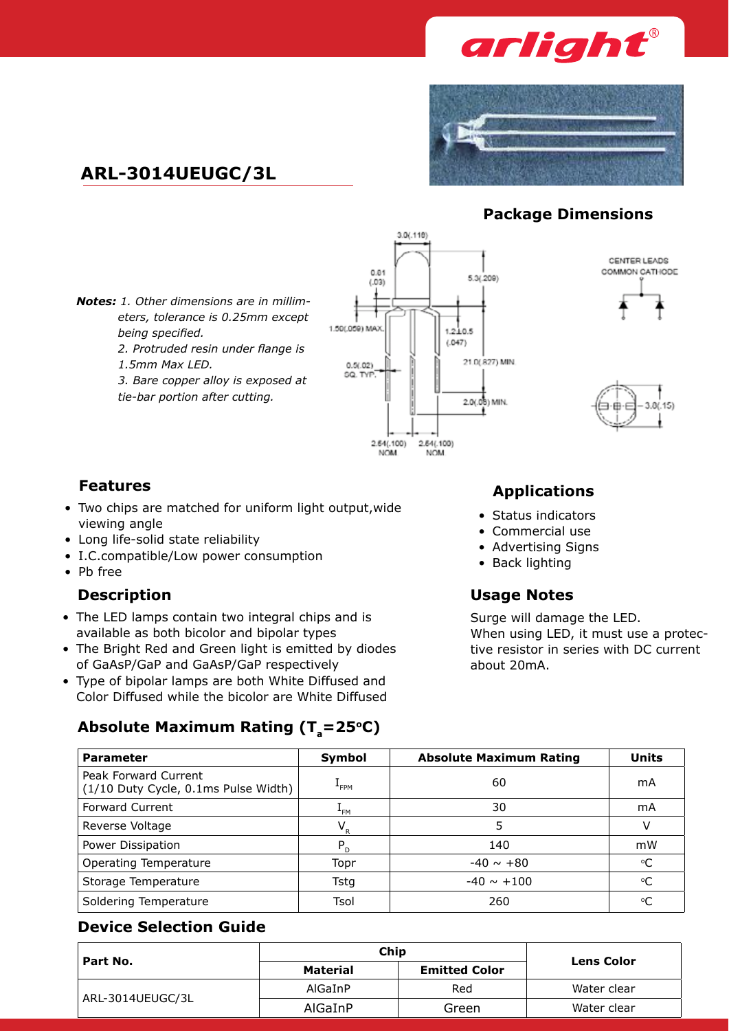# ARL-3014UEUGC/3L

## Package Dimensions

***Notes:*** *1. Other dimensions are in millimeters, tolerance is 0.25mm except being specified.*
*2. Protruded resin under flange is 1.5mm Max LED.*
*3. Bare copper alloy is exposed at tie-bar portion after cutting.*

CENTER LEADS COMMON CATHODE

## Features

- Two chips are matched for uniform light output,wide viewing angle
- Long life-solid state reliability
- I.C.compatible/Low power consumption
- Pb free

## Description

- The LED lamps contain two integral chips and is available as both bicolor and bipolar types
- The Bright Red and Green light is emitted by diodes of GaAsP/GaP and GaAsP/GaP respectively
- Type of bipolar lamps are both White Diffused and Color Diffused while the bicolor are White Diffused

## Applications

- Status indicators
- Commercial use
- Advertising Signs
- Back lighting

## Usage Notes

Surge will damage the LED.
When using LED, it must use a protective resistor in series with DC current about 20mA.

## Absolute Maximum Rating ($T_a$=25°C)

| Parameter | Symbol | Absolute Maximum Rating | Units |
|---|---|---|---|
| Peak Forward Current (1/10 Duty Cycle, 0.1ms Pulse Width) | $I_{FPM}$ | 60 | mA |
| Forward Current | $I_{FM}$ | 30 | mA |
| Reverse Voltage | $V_R$ | 5 | V |
| Power Dissipation | $P_D$ | 140 | mW |
| Operating Temperature | Topr | -40 ~ +80 | °C |
| Storage Temperature | Tstg | -40 ~ +100 | °C |
| Soldering Temperature | Tsol | 260 | °C |

## Device Selection Guide

| Part No. | Chip | | Lens Color |
|---|---|---|---|
| | Material | Emitted Color | |
| ARL-3014UEUGC/3L | AlGaInP | Red | Water clear |
| | AlGaInP | Green | Water clear |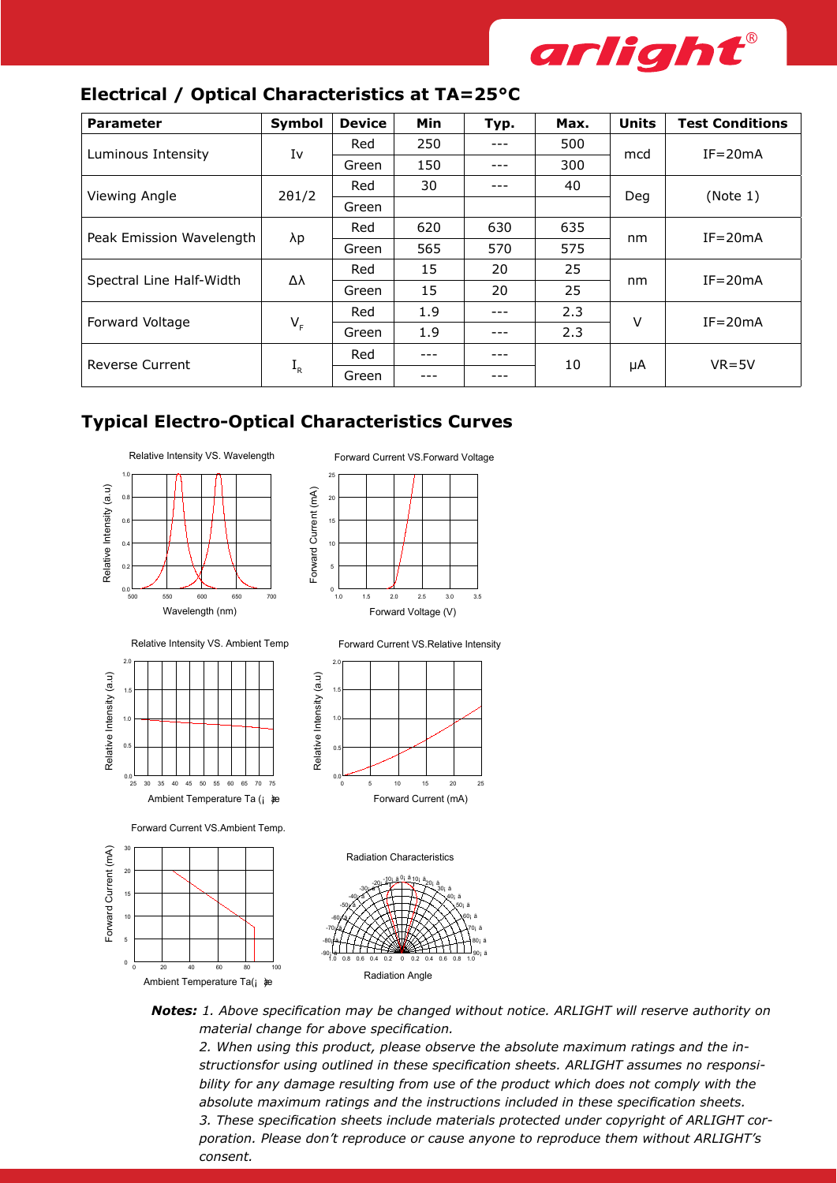## Electrical / Optical Characteristics at TA=25°C

| Parameter | Symbol | Device | Min | Typ. | Max. | Units | Test Conditions |
|---|---|---|---|---|---|---|---|
| Luminous Intensity | Iv | Red | 250 | --- | 500 | mcd | IF=20mA |
| | | Green | 150 | --- | 300 | | |
| Viewing Angle | 2θ1/2 | Red | 30 | --- | 40 | Deg | (Note 1) |
| | | Green | | | | | |
| Peak Emission Wavelength | λp | Red | 620 | 630 | 635 | nm | IF=20mA |
| | | Green | 565 | 570 | 575 | | |
| Spectral Line Half-Width | Δλ | Red | 15 | 20 | 25 | nm | IF=20mA |
| | | Green | 15 | 20 | 25 | | |
| Forward Voltage | $V_F$ | Red | 1.9 | --- | 2.3 | V | IF=20mA |
| | | Green | 1.9 | --- | 2.3 | | |
| Reverse Current | $I_R$ | Red | --- | --- | 10 | μA | VR=5V |
| | | Green | --- | --- | | | |

## Typical Electro-Optical Characteristics Curves

Relative Intensity VS. Wavelength

Relative Intensity (a.u)

1.0
0.8
0.6
0.4
0.2
0.0

500 550 600 650 700

Wavelength (nm)

Forward Current VS.Forward Voltage

Forward Current (mA)

25
20
15
10
5
0

1.0 1.5 2.0 2.5 3.0 3.5

Forward Voltage (V)

Relative Intensity VS. Ambient Temp

Relative Intensity (a.u)

2.0
1.5
1.0
0.5
0.0

25 30 35 40 45 50 55 60 65 70 75

Ambient Temperature Ta (¡ æ

Forward Current VS.Relative Intensity

Relative Intensity (a.u)

2.0
1.5
1.0
0.5
0.0

0 5 10 15 20 25

Forward Current (mA)

Forward Current VS.Ambient Temp.

Forward Current (mA)

30
25
20
15
10
5
0

0 20 40 60 80 100

Ambient Temperature Ta(¡ æ

Radiation Characteristics

-90¡ã -80¡ã -70¡ã -60¡ã -50¡ã -40¡ã -30¡ã -20¡ã -10¡ã 0¡ã 10¡ã 20¡ã 30¡ã 40¡ã 50¡ã 60¡ã 70¡ã 80¡ã 90¡ã

1.0 0.8 0.6 0.4 0.2 0 0.2 0.4 0.6 0.8 1.0

Radiation Angle

***Notes:*** *1. Above specification may be changed without notice. ARLIGHT will reserve authority on material change for above specification.*

*2. When using this product, please observe the absolute maximum ratings and the instructionsfor using outlined in these specification sheets. ARLIGHT assumes no responsibility for any damage resulting from use of the product which does not comply with the absolute maximum ratings and the instructions included in these specification sheets.*

*3. These specification sheets include materials protected under copyright of ARLIGHT corporation. Please don't reproduce or cause anyone to reproduce them without ARLIGHT's consent.*